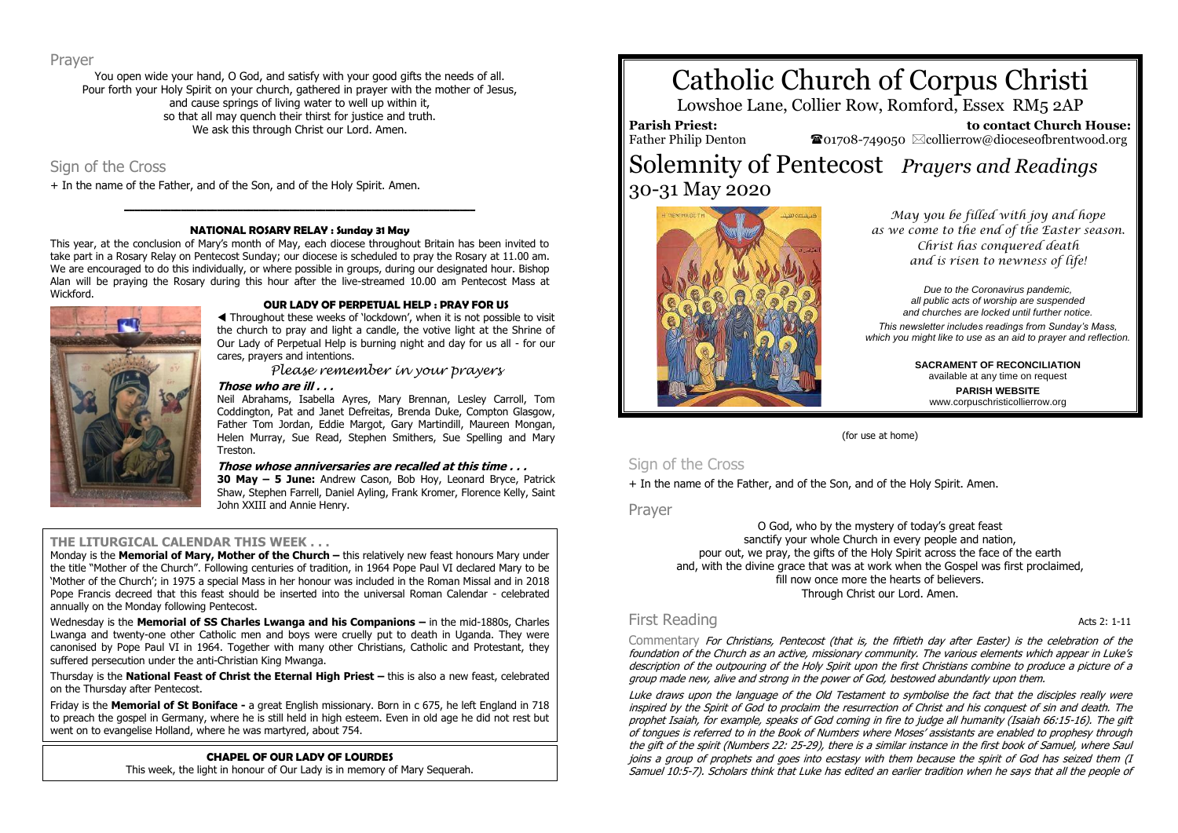## Prayer

You open wide your hand, O God, and satisfy with your good gifts the needs of all.
Pour forth your Holy Spirit on your church, gathered in prayer with the mother of Jesus,
and cause springs of living water to well up within it,
so that all may quench their thirst for justice and truth.
We ask this through Christ our Lord. Amen.

## Sign of the Cross

+ In the name of the Father, and of the Son, and of the Holy Spirit. Amen.

---

### NATIONAL ROSARY RELAY : Sunday 31 May

This year, at the conclusion of Mary's month of May, each diocese throughout Britain has been invited to take part in a Rosary Relay on Pentecost Sunday; our diocese is scheduled to pray the Rosary at 11.00 am. We are encouraged to do this individually, or where possible in groups, during our designated hour. Bishop Alan will be praying the Rosary during this hour after the live-streamed 10.00 am Pentecost Mass at Wickford.

### OUR LADY OF PERPETUAL HELP : PRAY FOR US

◀ Throughout these weeks of 'lockdown', when it is not possible to visit the church to pray and light a candle, the votive light at the Shrine of Our Lady of Perpetual Help is burning night and day for us all - for our cares, prayers and intentions.

*Please remember in your prayers*

***Those who are ill . . .***

Neil Abrahams, Isabella Ayres, Mary Brennan, Lesley Carroll, Tom Coddington, Pat and Janet Defreitas, Brenda Duke, Compton Glasgow, Father Tom Jordan, Eddie Margot, Gary Martindill, Maureen Mongan, Helen Murray, Sue Read, Stephen Smithers, Sue Spelling and Mary Treston.

***Those whose anniversaries are recalled at this time . . .***

**30 May – 5 June:** Andrew Cason, Bob Hoy, Leonard Bryce, Patrick Shaw, Stephen Farrell, Daniel Ayling, Frank Kromer, Florence Kelly, Saint John XXIII and Annie Henry.

### THE LITURGICAL CALENDAR THIS WEEK . . .

Monday is the **Memorial of Mary, Mother of the Church –** this relatively new feast honours Mary under the title "Mother of the Church". Following centuries of tradition, in 1964 Pope Paul VI declared Mary to be 'Mother of the Church'; in 1975 a special Mass in her honour was included in the Roman Missal and in 2018 Pope Francis decreed that this feast should be inserted into the universal Roman Calendar - celebrated annually on the Monday following Pentecost.

Wednesday is the **Memorial of SS Charles Lwanga and his Companions –** in the mid-1880s, Charles Lwanga and twenty-one other Catholic men and boys were cruelly put to death in Uganda. They were canonised by Pope Paul VI in 1964. Together with many other Christians, Catholic and Protestant, they suffered persecution under the anti-Christian King Mwanga.

Thursday is the **National Feast of Christ the Eternal High Priest –** this is also a new feast, celebrated on the Thursday after Pentecost.

Friday is the **Memorial of St Boniface -** a great English missionary. Born in c 675, he left England in 718 to preach the gospel in Germany, where he is still held in high esteem. Even in old age he did not rest but went on to evangelise Holland, where he was martyred, about 754.

### CHAPEL OF OUR LADY OF LOURDES

This week, the light in honour of Our Lady is in memory of Mary Sequerah.

# Catholic Church of Corpus Christi

Lowshoe Lane, Collier Row, Romford, Essex RM5 2AP

**Parish Priest:** Father Philip Denton

**to contact Church House:** ☎01708-749050 ✉collierrow@dioceseofbrentwood.org

# Solemnity of Pentecost *Prayers and Readings*

30-31 May 2020

*May you be filled with joy and hope as we come to the end of the Easter season. Christ has conquered death and is risen to newness of life!*

*Due to the Coronavirus pandemic, all public acts of worship are suspended and churches are locked until further notice.*

*This newsletter includes readings from Sunday's Mass, which you might like to use as an aid to prayer and reflection.*

**SACRAMENT OF RECONCILIATION**
available at any time on request

**PARISH WEBSITE**
www.corpuschristicollierrow.org

(for use at home)

## Sign of the Cross

+ In the name of the Father, and of the Son, and of the Holy Spirit. Amen.

## Prayer

O God, who by the mystery of today's great feast
sanctify your whole Church in every people and nation,
pour out, we pray, the gifts of the Holy Spirit across the face of the earth
and, with the divine grace that was at work when the Gospel was first proclaimed,
fill now once more the hearts of believers.
Through Christ our Lord. Amen.

## First Reading

Acts 2: 1-11

Commentary *For Christians, Pentecost (that is, the fiftieth day after Easter) is the celebration of the foundation of the Church as an active, missionary community. The various elements which appear in Luke's description of the outpouring of the Holy Spirit upon the first Christians combine to produce a picture of a group made new, alive and strong in the power of God, bestowed abundantly upon them.*

*Luke draws upon the language of the Old Testament to symbolise the fact that the disciples really were inspired by the Spirit of God to proclaim the resurrection of Christ and his conquest of sin and death. The prophet Isaiah, for example, speaks of God coming in fire to judge all humanity (Isaiah 66:15-16). The gift of tongues is referred to in the Book of Numbers where Moses' assistants are enabled to prophesy through the gift of the spirit (Numbers 22: 25-29), there is a similar instance in the first book of Samuel, where Saul joins a group of prophets and goes into ecstasy with them because the spirit of God has seized them (I Samuel 10:5-7). Scholars think that Luke has edited an earlier tradition when he says that all the people of*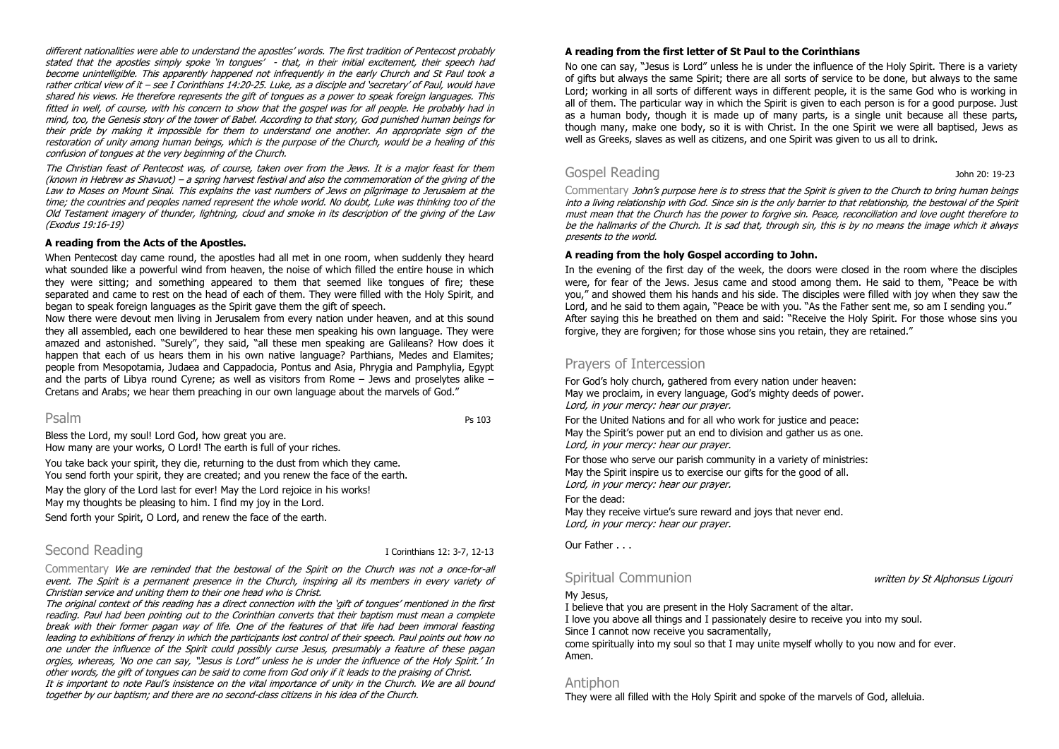*different nationalities were able to understand the apostles' words. The first tradition of Pentecost probably stated that the apostles simply spoke 'in tongues' - that, in their initial excitement, their speech had become unintelligible. This apparently happened not infrequently in the early Church and St Paul took a rather critical view of it – see I Corinthians 14:20-25. Luke, as a disciple and 'secretary' of Paul, would have shared his views. He therefore represents the gift of tongues as a power to speak foreign languages. This fitted in well, of course, with his concern to show that the gospel was for all people. He probably had in mind, too, the Genesis story of the tower of Babel. According to that story, God punished human beings for their pride by making it impossible for them to understand one another. An appropriate sign of the restoration of unity among human beings, which is the purpose of the Church, would be a healing of this confusion of tongues at the very beginning of the Church.*

*The Christian feast of Pentecost was, of course, taken over from the Jews. It is a major feast for them (known in Hebrew as Shavuot) – a spring harvest festival and also the commemoration of the giving of the Law to Moses on Mount Sinai. This explains the vast numbers of Jews on pilgrimage to Jerusalem at the time; the countries and peoples named represent the whole world. No doubt, Luke was thinking too of the Old Testament imagery of thunder, lightning, cloud and smoke in its description of the giving of the Law (Exodus 19:16-19)*

**A reading from the Acts of the Apostles.**

When Pentecost day came round, the apostles had all met in one room, when suddenly they heard what sounded like a powerful wind from heaven, the noise of which filled the entire house in which they were sitting; and something appeared to them that seemed like tongues of fire; these separated and came to rest on the head of each of them. They were filled with the Holy Spirit, and began to speak foreign languages as the Spirit gave them the gift of speech.

Now there were devout men living in Jerusalem from every nation under heaven, and at this sound they all assembled, each one bewildered to hear these men speaking his own language. They were amazed and astonished. "Surely", they said, "all these men speaking are Galileans? How does it happen that each of us hears them in his own native language? Parthians, Medes and Elamites; people from Mesopotamia, Judaea and Cappadocia, Pontus and Asia, Phrygia and Pamphylia, Egypt and the parts of Libya round Cyrene; as well as visitors from Rome – Jews and proselytes alike – Cretans and Arabs; we hear them preaching in our own language about the marvels of God."

## Psalm

Ps 103

Bless the Lord, my soul! Lord God, how great you are.
How many are your works, O Lord! The earth is full of your riches.

You take back your spirit, they die, returning to the dust from which they came.
You send forth your spirit, they are created; and you renew the face of the earth.

May the glory of the Lord last for ever! May the Lord rejoice in his works!
May my thoughts be pleasing to him. I find my joy in the Lord.

Send forth your Spirit, O Lord, and renew the face of the earth.

## Second Reading

I Corinthians 12: 3-7, 12-13

Commentary *We are reminded that the bestowal of the Spirit on the Church was not a once-for-all event. The Spirit is a permanent presence in the Church, inspiring all its members in every variety of Christian service and uniting them to their one head who is Christ.*

*The original context of this reading has a direct connection with the 'gift of tongues' mentioned in the first reading. Paul had been pointing out to the Corinthian converts that their baptism must mean a complete break with their former pagan way of life. One of the features of that life had been immoral feasting leading to exhibitions of frenzy in which the participants lost control of their speech. Paul points out how no one under the influence of the Spirit could possibly curse Jesus, presumably a feature of these pagan orgies, whereas, 'No one can say, "Jesus is Lord" unless he is under the influence of the Holy Spirit.' In other words, the gift of tongues can be said to come from God only if it leads to the praising of Christ.*

*It is important to note Paul's insistence on the vital importance of unity in the Church. We are all bound together by our baptism; and there are no second-class citizens in his idea of the Church.*

**A reading from the first letter of St Paul to the Corinthians**

No one can say, "Jesus is Lord" unless he is under the influence of the Holy Spirit. There is a variety of gifts but always the same Spirit; there are all sorts of service to be done, but always to the same Lord; working in all sorts of different ways in different people, it is the same God who is working in all of them. The particular way in which the Spirit is given to each person is for a good purpose. Just as a human body, though it is made up of many parts, is a single unit because all these parts, though many, make one body, so it is with Christ. In the one Spirit we were all baptised, Jews as well as Greeks, slaves as well as citizens, and one Spirit was given to us all to drink.

## Gospel Reading

John 20: 19-23

Commentary *John's purpose here is to stress that the Spirit is given to the Church to bring human beings into a living relationship with God. Since sin is the only barrier to that relationship, the bestowal of the Spirit must mean that the Church has the power to forgive sin. Peace, reconciliation and love ought therefore to be the hallmarks of the Church. It is sad that, through sin, this is by no means the image which it always presents to the world.*

**A reading from the holy Gospel according to John.**

In the evening of the first day of the week, the doors were closed in the room where the disciples were, for fear of the Jews. Jesus came and stood among them. He said to them, "Peace be with you," and showed them his hands and his side. The disciples were filled with joy when they saw the Lord, and he said to them again, "Peace be with you. "As the Father sent me, so am I sending you." After saying this he breathed on them and said: "Receive the Holy Spirit. For those whose sins you forgive, they are forgiven; for those whose sins you retain, they are retained."

## Prayers of Intercession

For God's holy church, gathered from every nation under heaven:
May we proclaim, in every language, God's mighty deeds of power.
*Lord, in your mercy: hear our prayer.*

For the United Nations and for all who work for justice and peace:
May the Spirit's power put an end to division and gather us as one.
*Lord, in your mercy: hear our prayer.*

For those who serve our parish community in a variety of ministries:
May the Spirit inspire us to exercise our gifts for the good of all.
*Lord, in your mercy: hear our prayer.*

For the dead:
May they receive virtue's sure reward and joys that never end.
*Lord, in your mercy: hear our prayer.*

Our Father . . .

## Spiritual Communion

*written by St Alphonsus Ligouri*

My Jesus,
I believe that you are present in the Holy Sacrament of the altar.
I love you above all things and I passionately desire to receive you into my soul.
Since I cannot now receive you sacramentally,
come spiritually into my soul so that I may unite myself wholly to you now and for ever.
Amen.

## Antiphon

They were all filled with the Holy Spirit and spoke of the marvels of God, alleluia.